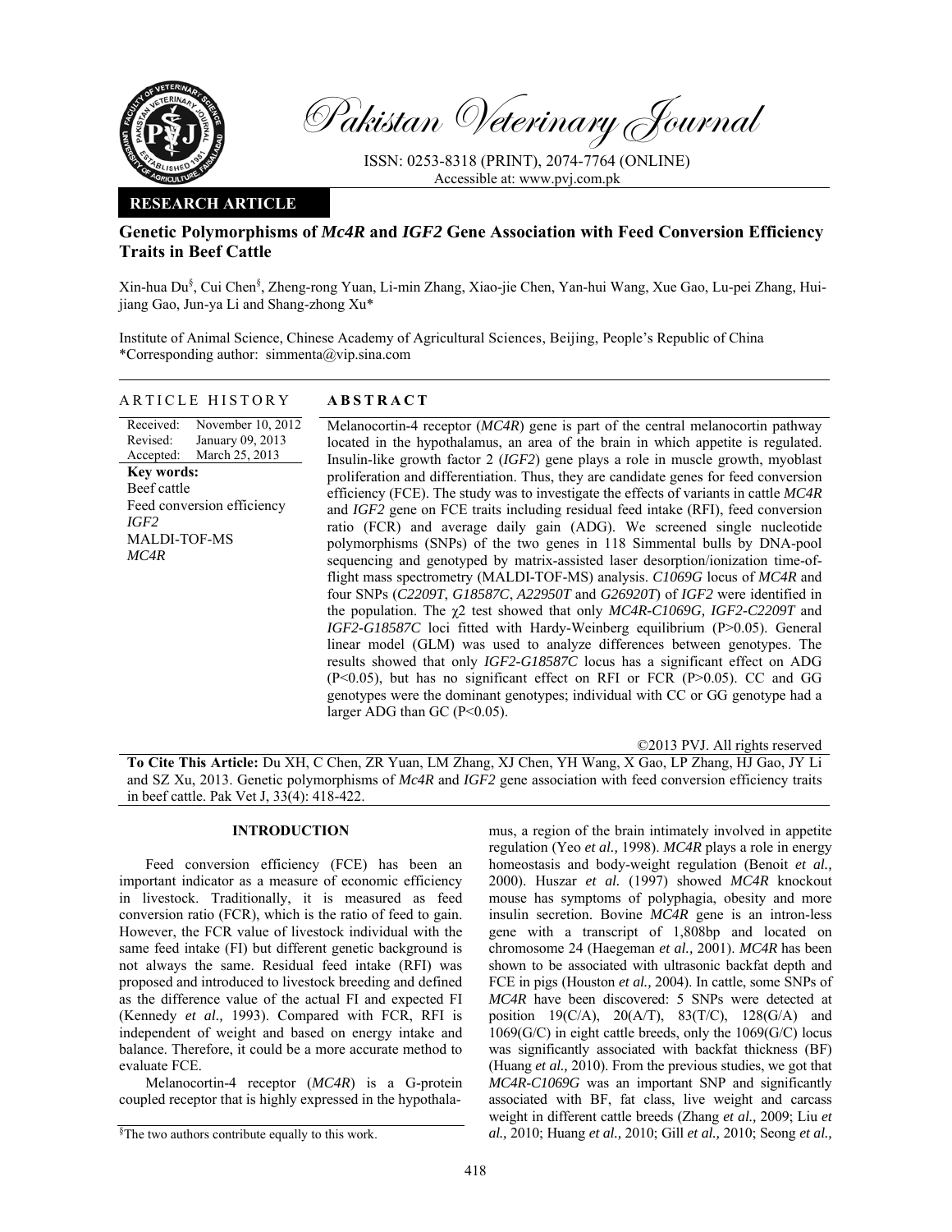Pakistan Veterinary Journal

ISSN: 0253-8318 (PRINT), 2074-7764 (ONLINE)
Accessible at: www.pvj.com.pk

**RESEARCH ARTICLE**

# Genetic Polymorphisms of *Mc4R* and *IGF2* Gene Association with Feed Conversion Efficiency Traits in Beef Cattle

Xin-hua Du[§], Cui Chen[§], Zheng-rong Yuan, Li-min Zhang, Xiao-jie Chen, Yan-hui Wang, Xue Gao, Lu-pei Zhang, Hui-jiang Gao, Jun-ya Li and Shang-zhong Xu*

Institute of Animal Science, Chinese Academy of Agricultural Sciences, Beijing, People's Republic of China
*Corresponding author: simmenta@vip.sina.com

**ARTICLE HISTORY**

Received: November 10, 2012
Revised: January 09, 2013
Accepted: March 25, 2013

**Key words:**
Beef cattle
Feed conversion efficiency
*IGF2*
MALDI-TOF-MS
*MC4R*

**ABSTRACT**

Melanocortin-4 receptor (*MC4R*) gene is part of the central melanocortin pathway located in the hypothalamus, an area of the brain in which appetite is regulated. Insulin-like growth factor 2 (*IGF2*) gene plays a role in muscle growth, myoblast proliferation and differentiation. Thus, they are candidate genes for feed conversion efficiency (FCE). The study was to investigate the effects of variants in cattle *MC4R* and *IGF2* gene on FCE traits including residual feed intake (RFI), feed conversion ratio (FCR) and average daily gain (ADG). We screened single nucleotide polymorphisms (SNPs) of the two genes in 118 Simmental bulls by DNA-pool sequencing and genotyped by matrix-assisted laser desorption/ionization time-of-flight mass spectrometry (MALDI-TOF-MS) analysis. *C1069G* locus of *MC4R* and four SNPs (*C2209T*, *G18587C*, *A22950T* and *G26920T*) of *IGF2* were identified in the population. The $\chi 2$ test showed that only *MC4R-C1069G, IGF2-C2209T* and *IGF2-G18587C* loci fitted with Hardy-Weinberg equilibrium ($P>0.05$). General linear model (GLM) was used to analyze differences between genotypes. The results showed that only *IGF2-G18587C* locus has a significant effect on ADG ($P<0.05$), but has no significant effect on RFI or FCR ($P>0.05$). CC and GG genotypes were the dominant genotypes; individual with CC or GG genotype had a larger ADG than GC ($P<0.05$).

©2013 PVJ. All rights reserved

**To Cite This Article:** Du XH, C Chen, ZR Yuan, LM Zhang, XJ Chen, YH Wang, X Gao, LP Zhang, HJ Gao, JY Li and SZ Xu, 2013. Genetic polymorphisms of *Mc4R* and *IGF2* gene association with feed conversion efficiency traits in beef cattle. Pak Vet J, 33(4): 418-422.

## INTRODUCTION

Feed conversion efficiency (FCE) has been an important indicator as a measure of economic efficiency in livestock. Traditionally, it is measured as feed conversion ratio (FCR), which is the ratio of feed to gain. However, the FCR value of livestock individual with the same feed intake (FI) but different genetic background is not always the same. Residual feed intake (RFI) was proposed and introduced to livestock breeding and defined as the difference value of the actual FI and expected FI (Kennedy *et al.,* 1993). Compared with FCR, RFI is independent of weight and based on energy intake and balance. Therefore, it could be a more accurate method to evaluate FCE.

Melanocortin-4 receptor (*MC4R*) is a G-protein coupled receptor that is highly expressed in the hypothalamus, a region of the brain intimately involved in appetite regulation (Yeo *et al.,* 1998). *MC4R* plays a role in energy homeostasis and body-weight regulation (Benoit *et al.,* 2000). Huszar *et al.* (1997) showed *MC4R* knockout mouse has symptoms of polyphagia, obesity and more insulin secretion. Bovine *MC4R* gene is an intron-less gene with a transcript of 1,808bp and located on chromosome 24 (Haegeman *et al.,* 2001). *MC4R* has been shown to be associated with ultrasonic backfat depth and FCE in pigs (Houston *et al.,* 2004). In cattle, some SNPs of *MC4R* have been discovered: 5 SNPs were detected at position 19(C/A), 20(A/T), 83(T/C), 128(G/A) and 1069(G/C) in eight cattle breeds, only the 1069(G/C) locus was significantly associated with backfat thickness (BF) (Huang *et al.,* 2010). From the previous studies, we got that *MC4R-C1069G* was an important SNP and significantly associated with BF, fat class, live weight and carcass weight in different cattle breeds (Zhang *et al.,* 2009; Liu *et al.,* 2010; Huang *et al.,* 2010; Gill *et al.,* 2010; Seong *et al.,*

[§]The two authors contribute equally to this work.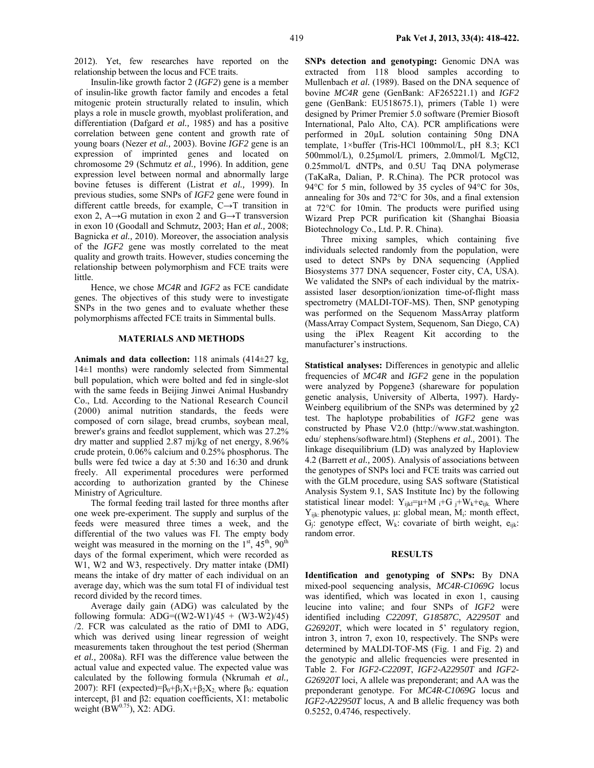2012). Yet, few researches have reported on the relationship between the locus and FCE traits.

Insulin-like growth factor 2 (*IGF2*) gene is a member of insulin-like growth factor family and encodes a fetal mitogenic protein structurally related to insulin, which plays a role in muscle growth, myoblast proliferation, and differentiation (Dafgard *et al.,* 1985) and has a positive correlation between gene content and growth rate of young boars (Nezer *et al.,* 2003). Bovine *IGF2* gene is an expression of imprinted genes and located on chromosome 29 (Schmutz *et al.,* 1996). In addition, gene expression level between normal and abnormally large bovine fetuses is different (Listrat *et al.,* 1999). In previous studies, some SNPs of *IGF2* gene were found in different cattle breeds, for example, C→T transition in exon 2, A→G mutation in exon 2 and G→T transversion in exon 10 (Goodall and Schmutz, 2003; Han *et al.,* 2008; Bagnicka *et al.,* 2010). Moreover, the association analysis of the *IGF2* gene was mostly correlated to the meat quality and growth traits. However, studies concerning the relationship between polymorphism and FCE traits were little.

Hence, we chose *MC4R* and *IGF2* as FCE candidate genes. The objectives of this study were to investigate SNPs in the two genes and to evaluate whether these polymorphisms affected FCE traits in Simmental bulls.

## MATERIALS AND METHODS

**Animals and data collection:** 118 animals (414±27 kg, 14±1 months) were randomly selected from Simmental bull population, which were bolted and fed in single-slot with the same feeds in Beijing Jinwei Animal Husbandry Co., Ltd. According to the National Research Council (2000) animal nutrition standards, the feeds were composed of corn silage, bread crumbs, soybean meal, brewer's grains and feedlot supplement, which was 27.2% dry matter and supplied 2.87 mj/kg of net energy, 8.96% crude protein, 0.06% calcium and 0.25% phosphorus. The bulls were fed twice a day at 5:30 and 16:30 and drunk freely. All experimental procedures were performed according to authorization granted by the Chinese Ministry of Agriculture.

The formal feeding trail lasted for three months after one week pre-experiment. The supply and surplus of the feeds were measured three times a week, and the differential of the two values was FI. The empty body weight was measured in the morning on the $1^{st}$, $45^{th}$, $90^{th}$ days of the formal experiment, which were recorded as W1, W2 and W3, respectively. Dry matter intake (DMI) means the intake of dry matter of each individual on an average day, which was the sum total FI of individual test record divided by the record times.

Average daily gain (ADG) was calculated by the following formula: ADG=((W2-W1)/45 + (W3-W2)/45) /2. FCR was calculated as the ratio of DMI to ADG, which was derived using linear regression of weight measurements taken throughout the test period (Sherman *et al.,* 2008a). RFI was the difference value between the actual value and expected value. The expected value was calculated by the following formula (Nkrumah *et al.,* 2007): RFI (expected)=$\beta_0+\beta_1X_1+\beta_2X_2$, where $\beta_0$: equation intercept, $\beta 1$ and $\beta 2$: equation coefficients, X1: metabolic weight ($BW^{0.75}$), X2: ADG.

**SNPs detection and genotyping:** Genomic DNA was extracted from 118 blood samples according to Mullenbach *et al.* (1989). Based on the DNA sequence of bovine *MC4R* gene (GenBank: AF265221.1) and *IGF2* gene (GenBank: EU518675.1), primers (Table 1) were designed by Primer Premier 5.0 software (Premier Biosoft International, Palo Alto, CA). PCR amplifications were performed in 20μL solution containing 50ng DNA template, 1×buffer (Tris-HCl 100mmol/L, pH 8.3; KCl 500mmol/L), 0.25μmol/L primers, 2.0mmol/L $MgCl_2$, 0.25mmol/L dNTPs, and 0.5U Taq DNA polymerase (TaKaRa, Dalian, P. R.China). The PCR protocol was 94°C for 5 min, followed by 35 cycles of 94°C for 30s, annealing for 30s and 72°C for 30s, and a final extension at 72°C for 10min. The products were purified using Wizard Prep PCR purification kit (Shanghai Bioasia Biotechnology Co., Ltd. P. R. China).

Three mixing samples, which containing five individuals selected randomly from the population, were used to detect SNPs by DNA sequencing (Applied Biosystems 377 DNA sequencer, Foster city, CA, USA). We validated the SNPs of each individual by the matrix-assisted laser desorption/ionization time-of-flight mass spectrometry (MALDI-TOF-MS). Then, SNP genotyping was performed on the Sequenom MassArray platform (MassArray Compact System, Sequenom, San Diego, CA) using the iPlex Reagent Kit according to the manufacturer's instructions.

**Statistical analyses:** Differences in genotypic and allelic frequencies of *MC4R* and *IGF2* gene in the population were analyzed by Popgene3 (shareware for population genetic analysis, University of Alberta, 1997). Hardy-Weinberg equilibrium of the SNPs was determined by $\chi 2$ test. The haplotype probabilities of *IGF2* gene was constructed by Phase V2.0 (http://www.stat.washington.edu/ stephens/software.html) (Stephens *et al.,* 2001). The linkage disequilibrium (LD) was analyzed by Haploview 4.2 (Barrett *et al.,* 2005). Analysis of associations between the genotypes of SNPs loci and FCE traits was carried out with the GLM procedure, using SAS software (Statistical Analysis System 9.1, SAS Institute Inc) by the following statistical linear model: $Y_{ijkl}=\mu+M_i+G_j+W_k+e_{ijk}$. Where $Y_{ijk}$: phenotypic values, μ: global mean, $M_i$: month effect, $G_j$: genotype effect, $W_k$: covariate of birth weight, $e_{ijk}$: random error.

## RESULTS

**Identification and genotyping of SNPs:** By DNA mixed-pool sequencing analysis, *MC4R-C1069G* locus was identified, which was located in exon 1, causing leucine into valine; and four SNPs of *IGF2* were identified including *C2209T*, *G18587C*, *A22950T* and *G26920T*, which were located in 5' regulatory region, intron 3, intron 7, exon 10, respectively. The SNPs were determined by MALDI-TOF-MS (Fig. 1 and Fig 2) and the genotypic and allelic frequencies were presented in Table 2. For *IGF2-C2209T*, *IGF2-A22950T* and *IGF2-G26920T* loci, A allele was preponderant; and AA was the preponderant genotype. For *MC4R-C1069G* locus and *IGF2-A22950T* locus, A and B allelic frequency was both 0.5252, 0.4746, respectively.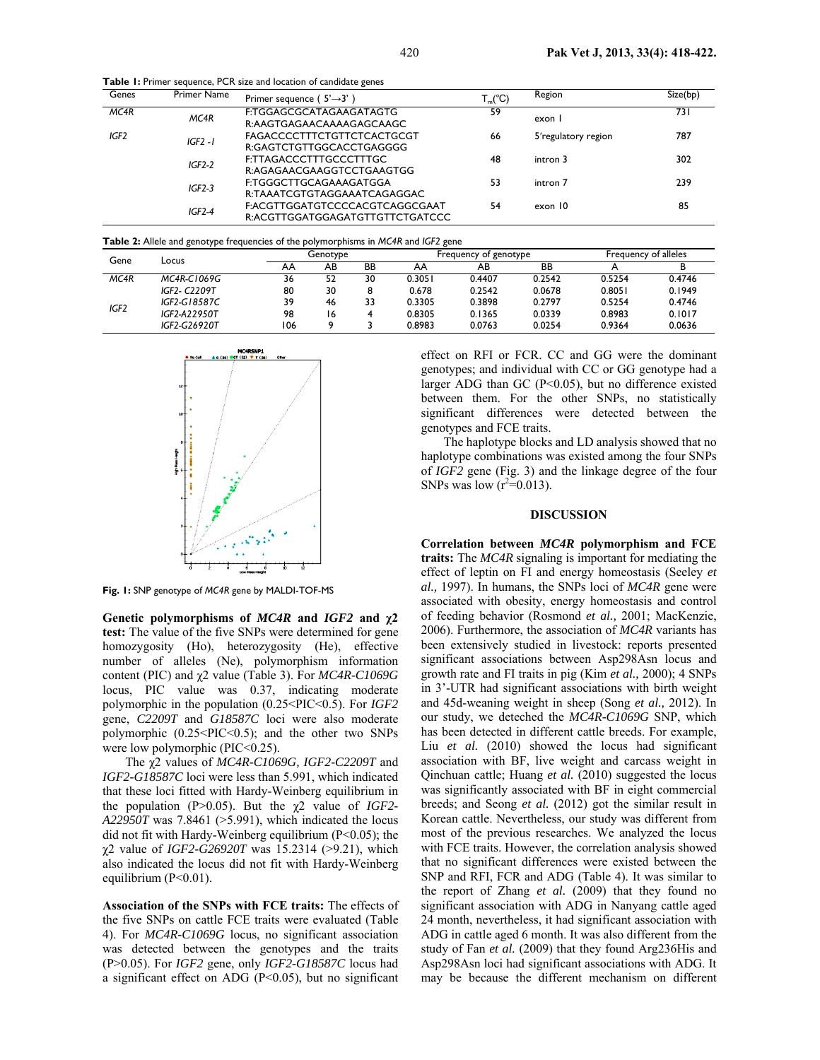**Table 1:** Primer sequence, PCR size and location of candidate genes

| Genes | Primer Name | Primer sequence ( 5'→3' ) | $T_m$(°C) | Region | Size(bp) |
|---|---|---|---|---|---|
| *MC4R* | *MC4R* | F:TGGAGCGCATAGAAGATAGTG<br>R:AAGTGAGAACAAAAGAGCAAGC | 59 | exon 1 | 731 |
| *IGF2* | *IGF2 -1* | FAGACCCCTTTCTGTTCTCACTGCGT<br>R:GAGTCTGTTGGCACCTGAGGGG | 66 | 5'regulatory region | 787 |
| | *IGF2-2* | F:TTAGACCCTTTGCCCTTTGC<br>R:AGAGAACGAAGGTCCTGAAGTGG | 48 | intron 3 | 302 |
| | *IGF2-3* | F:TGGGCTTGCAGAAAGATGGA<br>R:TAAATCGTGTAGGAAATCAGAGGAC | 53 | intron 7 | 239 |
| | *IGF2-4* | F:ACGTTGGATGTCCCCACGTCAGGCGAAT<br>R:ACGTTGGATGGAGATGTTGTTCTGATCCC | 54 | exon 10 | 85 |

**Table 2:** Allele and genotype frequencies of the polymorphisms in *MC4R* and *IGF2* gene

| Gene | Locus | Genotype | | | Frequency of genotype | | | Frequency of alleles | |
|---|---|---|---|---|---|---|---|---|---|
| | | AA | AB | BB | AA | AB | BB | A | B |
| *MC4R* | *MC4R-C1069G* | 36 | 52 | 30 | 0.3051 | 0.4407 | 0.2542 | 0.5254 | 0.4746 |
| *IGF2* | *IGF2- C2209T* | 80 | 30 | 8 | 0.678 | 0.2542 | 0.0678 | 0.8051 | 0.1949 |
| | *IGF2-G18587C* | 39 | 46 | 33 | 0.3305 | 0.3898 | 0.2797 | 0.5254 | 0.4746 |
| | *IGF2-A22950T* | 98 | 16 | 4 | 0.8305 | 0.1365 | 0.0339 | 0.8983 | 0.1017 |
| | *IGF2-G26920T* | 106 | 9 | 3 | 0.8983 | 0.0763 | 0.0254 | 0.9364 | 0.0636 |

**Fig. 1:** SNP genotype of *MC4R* gene by MALDI-TOF-MS

**Genetic polymorphisms of *MC4R* and *IGF2* and χ2 test:** The value of the five SNPs were determined for gene homozygosity (Ho), heterozygosity (He), effective number of alleles (Ne), polymorphism information content (PIC) and χ2 value (Table 3). For *MC4R-C1069G* locus, PIC value was 0.37, indicating moderate polymorphic in the population (0.25<PIC<0.5). For *IGF2* gene, *C2209T* and *G18587C* loci were also moderate polymorphic (0.25<PIC<0.5); and the other two SNPs were low polymorphic (PIC<0.25).

The χ2 values of *MC4R-C1069G, IGF2-C2209T* and *IGF2-G18587C* loci were less than 5.991, which indicated that these loci fitted with Hardy-Weinberg equilibrium in the population (P>0.05). But the χ2 value of *IGF2-A22950T* was 7.8461 (>5.991), which indicated the locus did not fit with Hardy-Weinberg equilibrium (P<0.05); the χ2 value of *IGF2-G26920T* was 15.2314 (>9.21), which also indicated the locus did not fit with Hardy-Weinberg equilibrium (P<0.01).

**Association of the SNPs with FCE traits:** The effects of the five SNPs on cattle FCE traits were evaluated (Table 4). For *MC4R-C1069G* locus, no significant association was detected between the genotypes and the traits (P>0.05). For *IGF2* gene, only *IGF2-G18587C* locus had a significant effect on ADG (P<0.05), but no significant effect on RFI or FCR. CC and GG were the dominant genotypes; and individual with CC or GG genotype had a larger ADG than GC (P<0.05), but no difference existed between them. For the other SNPs, no statistically significant differences were detected between the genotypes and FCE traits.

The haplotype blocks and LD analysis showed that no haplotype combinations was existed among the four SNPs of *IGF2* gene (Fig. 3) and the linkage degree of the four SNPs was low ($r^2$=0.013).

## DISCUSSION

**Correlation between *MC4R* polymorphism and FCE traits:** The *MC4R* signaling is important for mediating the effect of leptin on FI and energy homeostasis (Seeley *et al.,* 1997). In humans, the SNPs loci of *MC4R* gene were associated with obesity, energy homeostasis and control of feeding behavior (Rosmond *et al.,* 2001; MacKenzie, 2006). Furthermore, the association of *MC4R* variants has been extensively studied in livestock: reports presented significant associations between Asp298Asn locus and growth rate and FI traits in pig (Kim *et al.,* 2000); 4 SNPs in 3'-UTR had significant associations with birth weight and 45d-weaning weight in sheep (Song *et al.,* 2012). In our study, we deteched the *MC4R-C1069G* SNP, which has been detected in different cattle breeds. For example, Liu *et al.* (2010) showed the locus had significant association with BF, live weight and carcass weight in Qinchuan cattle; Huang *et al.* (2010) suggested the locus was significantly associated with BF in eight commercial breeds; and Seong *et al.* (2012) got the similar result in Korean cattle. Nevertheless, our study was different from most of the previous researches. We analyzed the locus with FCE traits. However, the correlation analysis showed that no significant differences were existed between the SNP and RFI, FCR and ADG (Table 4). It was similar to the report of Zhang *et al.* (2009) that they found no significant association with ADG in Nanyang cattle aged 24 month, nevertheless, it had significant association with ADG in cattle aged 6 month. It was also different from the study of Fan *et al.* (2009) that they found Arg236His and Asp298Asn loci had significant associations with ADG. It may be because the different mechanism on different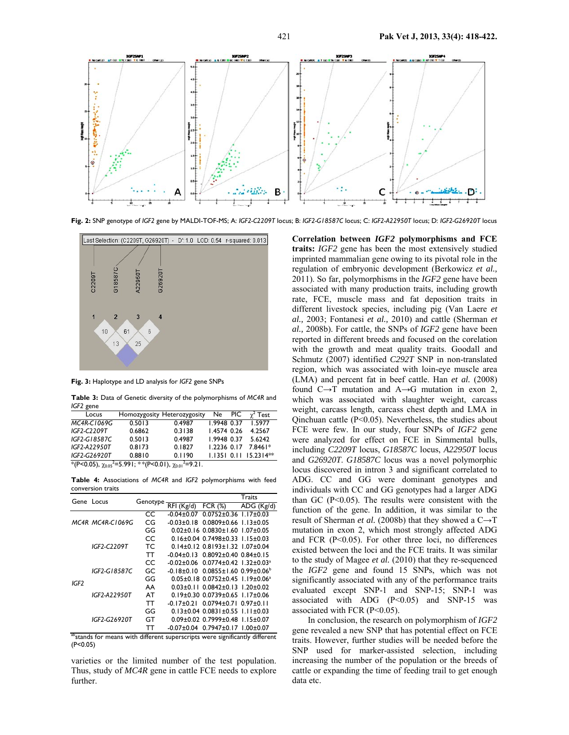**Fig. 2:** SNP genotype of *IGF2* gene by MALDI-TOF-MS; A: *IGF2-C2209T* locus; B: *IGF2-G18587C* locus; C: *IGF2-A22950T* locus; D: *IGF2-G26920T* locus

**Fig. 3:** Haplotype and LD analysis for *IGF2* gene SNPs

**Table 3:** Data of Genetic diversity of the polymorphisms of *MC4R* and *IGF2* gene

| Locus | Homozygosity | Heterozygosity | Ne | PIC | $\chi^2$ Test |
|---|---|---|---|---|---|
| *MC4R-C1069G* | 0.5013 | 0.4987 | 1.9948 | 0.37 | 1.5977 |
| *IGF2-C2209T* | 0.6862 | 0.3138 | 1.4574 | 0.26 | 4.2567 |
| *IGF2-G18587C* | 0.5013 | 0.4987 | 1.9948 | 0.37 | 5.6242 |
| *IGF2-A22950T* | 0.8173 | 0.1827 | 1.2236 | 0.17 | 7.8461* |
| *IGF2-G26920T* | 0.8810 | 0.1190 | 1.1351 | 0.11 | 15.2314** |

*(P<0.05), $\chi_{0.05}^2$=5.991; **(P<0.01), $\chi_{0.01}^2$=9.21.

**Table 4:** Associations of *MC4R* and *IGF2* polymorphisms with feed conversion traits

| Gene | Locus | Genotype | Traits | | |
|---|---|---|---|---|---|
| | | | RFI (Kg/d) | FCR (%) | ADG (Kg/d) |
| *MC4R* | *MC4R-C1069G* | CC | -0.04±0.07 | 0.0752±0.36 | 1.17±0.03 |
| | | CG | -0.03±0.18 | 0.0809±0.66 | 1.13±0.05 |
| | | GG | 0.02±0.16 | 0.0830±1.60 | 1.07±0.05 |
| *IGF2* | *IGF2-C2209T* | CC | 0.16±0.04 | 0.7498±0.33 | 1.15±0.03 |
| | | TC | 0.14±0.12 | 0.8193±1.32 | 1.07±0.04 |
| | | TT | -0.04±0.13 | 0.8092±0.40 | 0.84±0.15 |
| | *IGF2-G18587C* | CC | -0.02±0.06 | 0.0774±0.42 | 1.32±0.03[a] |
| | | GC | -0.18±0.10 | 0.0855±1.60 | 0.99±0.06[b] |
| | | GG | 0.05±0.18 | 0.0752±0.45 | 1.19±0.06[a] |
| | *IGF2-A22950T* | AA | 0.03±0.11 | 0.0842±0.13 | 1.20±0.02 |
| | | AT | 0.19±0.30 | 0.0739±0.65 | 1.17±0.06 |
| | | TT | -0.17±0.21 | 0.0794±0.71 | 0.97±0.11 |
| | *IGF2-G26920T* | GG | 0.13±0.04 | 0.0831±0.55 | 1.11±0.03 |
| | | GT | 0.09±0.02 | 0.7999±0.48 | 1.15±0.07 |
| | | TT | -0.07±0.04 | 0.7947±0.17 | 1.00±0.07 |

[ab]stands for means with different superscripts were significantly different (P<0.05)

varieties or the limited number of the test population. Thus, study of *MC4R* gene in cattle FCE needs to explore further.

**Correlation between *IGF2* polymorphisms and FCE traits:** *IGF2* gene has been the most extensively studied imprinted mammalian gene owing to its pivotal role in the regulation of embryonic development (Berkowicz *et al.,* 2011). So far, polymorphisms in the *IGF2* gene have been associated with many production traits, including growth rate, FCE, muscle mass and fat deposition traits in different livestock species, including pig (Van Laere *et al.,* 2003; Fontanesi *et al.,* 2010) and cattle (Sherman *et al.,* 2008b). For cattle, the SNPs of *IGF2* gene have been reported in different breeds and focused on the corelation with the growth and meat quality traits. Goodall and Schmutz (2007) identified *C292T* SNP in non-translated region, which was associated with loin-eye muscle area (LMA) and percent fat in beef cattle. Han *et al.* (2008) found C→T mutation and A→G mutation in exon 2, which was associated with slaughter weight, carcass weight, carcass length, carcass chest depth and LMA in Qinchuan cattle (P<0.05). Nevertheless, the studies about FCE were few. In our study, four SNPs of *IGF2* gene were analyzed for effect on FCE in Simmental bulls, including *C2209T* locus, *G18587C* locus, *A22950T* locus and *G26920T*. *G18587C* locus was a novel polymorphic locus discovered in intron 3 and significant correlated to ADG. CC and GG were dominant genotypes and individuals with CC and GG genotypes had a larger ADG than GC (P<0.05). The results were consistent with the function of the gene. In addition, it was similar to the result of Sherman *et al.* (2008b) that they showed a C→T mutation in exon 2, which most strongly affected ADG and FCR (P<0.05). For other three loci, no differences existed between the loci and the FCE traits. It was similar to the study of Magee *et al.* (2010) that they re-sequenced the *IGF2* gene and found 15 SNPs, which was not significantly associated with any of the performance traits evaluated except SNP-1 and SNP-15; SNP-1 was associated with ADG (P<0.05) and SNP-15 was associated with FCR (P<0.05).

In conclusion, the research on polymorphism of *IGF2* gene revealed a new SNP that has potential effect on FCE traits. However, further studies will be needed before the SNP used for marker-assisted selection, including increasing the number of the population or the breeds of cattle or expanding the time of feeding trail to get enough data etc.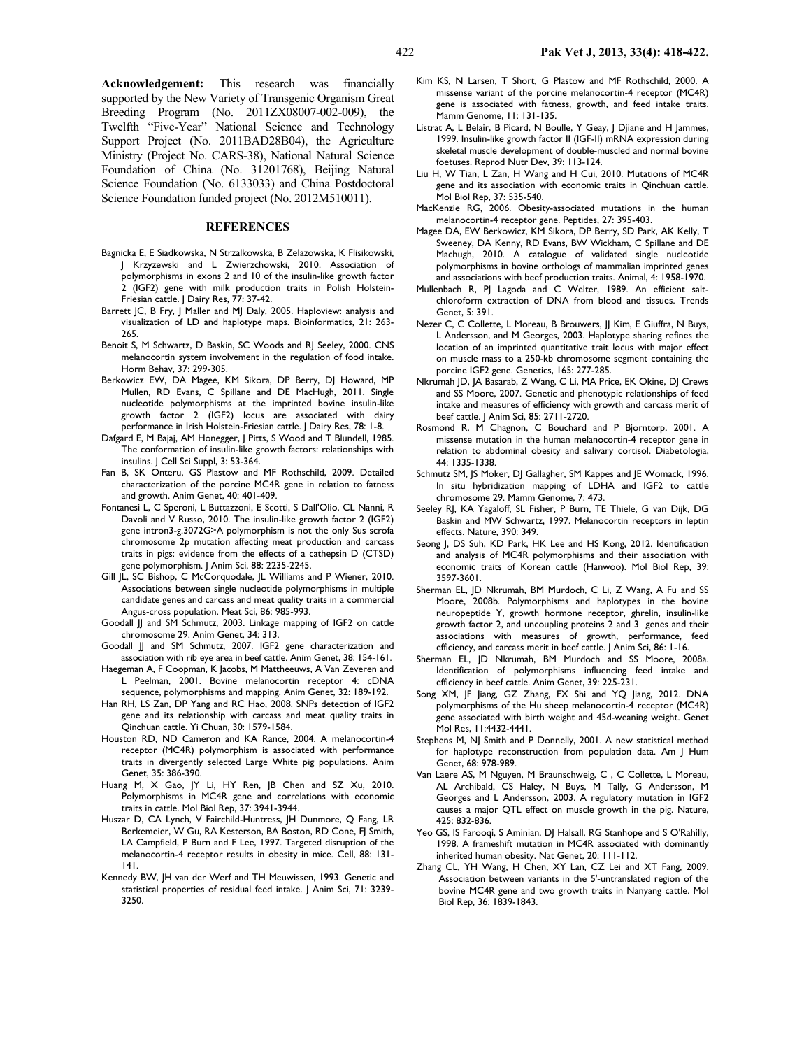**Acknowledgement:** This research was financially supported by the New Variety of Transgenic Organism Great Breeding Program (No. 2011ZX08007-002-009), the Twelfth "Five-Year" National Science and Technology Support Project (No. 2011BAD28B04), the Agriculture Ministry (Project No. CARS-38), National Natural Science Foundation of China (No. 31201768), Beijing Natural Science Foundation (No. 6133033) and China Postdoctoral Science Foundation funded project (No. 2012M510011).

## REFERENCES

Bagnicka E, E Siadkowska, N Strzalkowska, B Zelazowska, K Flisikowski, J Krzyzewski and L Zwierzchowski, 2010. Association of polymorphisms in exons 2 and 10 of the insulin-like growth factor 2 (IGF2) gene with milk production traits in Polish Holstein-Friesian cattle. J Dairy Res, 77: 37-42.

Barrett JC, B Fry, J Maller and MJ Daly, 2005. Haploview: analysis and visualization of LD and haplotype maps. Bioinformatics, 21: 263-265.

Benoit S, M Schwartz, D Baskin, SC Woods and RJ Seeley, 2000. CNS melanocortin system involvement in the regulation of food intake. Horm Behav, 37: 299-305.

Berkowicz EW, DA Magee, KM Sikora, DP Berry, DJ Howard, MP Mullen, RD Evans, C Spillane and DE MacHugh, 2011. Single nucleotide polymorphisms at the imprinted bovine insulin-like growth factor 2 (IGF2) locus are associated with dairy performance in Irish Holstein-Friesian cattle. J Dairy Res, 78: 1-8.

Dafgard E, M Bajaj, AM Honegger, J Pitts, S Wood and T Blundell, 1985. The conformation of insulin-like growth factors: relationships with insulins. J Cell Sci Suppl, 3: 53-364.

Fan B, SK Onteru, GS Plastow and MF Rothschild, 2009. Detailed characterization of the porcine MC4R gene in relation to fatness and growth. Anim Genet, 40: 401-409.

Fontanesi L, C Speroni, L Buttazzoni, E Scotti, S Dall'Olio, CL Nanni, R Davoli and V Russo, 2010. The insulin-like growth factor 2 (IGF2) gene intron3-g.3072G>A polymorphism is not the only Sus scrofa chromosome 2p mutation affecting meat production and carcass traits in pigs: evidence from the effects of a cathepsin D (CTSD) gene polymorphism. J Anim Sci, 88: 2235-2245.

Gill JL, SC Bishop, C McCorquodale, JL Williams and P Wiener, 2010. Associations between single nucleotide polymorphisms in multiple candidate genes and carcass and meat quality traits in a commercial Angus-cross population. Meat Sci, 86: 985-993.

Goodall JJ and SM Schmutz, 2003. Linkage mapping of IGF2 on cattle chromosome 29. Anim Genet, 34: 313.

Goodall JJ and SM Schmutz, 2007. IGF2 gene characterization and association with rib eye area in beef cattle. Anim Genet, 38: 154-161.

Haegeman A, F Coopman, K Jacobs, M Mattheeuws, A Van Zeveren and L Peelman, 2001. Bovine melanocortin receptor 4: cDNA sequence, polymorphisms and mapping. Anim Genet, 32: 189-192.

Han RH, LS Zan, DP Yang and RC Hao, 2008. SNPs detection of IGF2 gene and its relationship with carcass and meat quality traits in Qinchuan cattle. Yi Chuan, 30: 1579-1584.

Houston RD, ND Cameron and KA Rance, 2004. A melanocortin-4 receptor (MC4R) polymorphism is associated with performance traits in divergently selected Large White pig populations. Anim Genet, 35: 386-390.

Huang M, X Gao, JY Li, HY Ren, JB Chen and SZ Xu, 2010. Polymorphisms in MC4R gene and correlations with economic traits in cattle. Mol Biol Rep, 37: 3941-3944.

Huszar D, CA Lynch, V Fairchild-Huntress, JH Dunmore, Q Fang, LR Berkemeier, W Gu, RA Kesterson, BA Boston, RD Cone, FJ Smith, LA Campfield, P Burn and F Lee, 1997. Targeted disruption of the melanocortin-4 receptor results in obesity in mice. Cell, 88: 131-141.

Kennedy BW, JH van der Werf and TH Meuwissen, 1993. Genetic and statistical properties of residual feed intake. J Anim Sci, 71: 3239-3250.

Kim KS, N Larsen, T Short, G Plastow and MF Rothschild, 2000. A missense variant of the porcine melanocortin-4 receptor (MC4R) gene is associated with fatness, growth, and feed intake traits. Mamm Genome, 11: 131-135.

Listrat A, L Belair, B Picard, N Boulle, Y Geay, J Djiane and H Jammes, 1999. Insulin-like growth factor II (IGF-II) mRNA expression during skeletal muscle development of double-muscled and normal bovine foetuses. Reprod Nutr Dev, 39: 113-124.

Liu H, W Tian, L Zan, H Wang and H Cui, 2010. Mutations of MC4R gene and its association with economic traits in Qinchuan cattle. Mol Biol Rep, 37: 535-540.

MacKenzie RG, 2006. Obesity-associated mutations in the human melanocortin-4 receptor gene. Peptides, 27: 395-403.

Magee DA, EW Berkowicz, KM Sikora, DP Berry, SD Park, AK Kelly, T Sweeney, DA Kenny, RD Evans, BW Wickham, C Spillane and DE Machugh, 2010. A catalogue of validated single nucleotide polymorphisms in bovine orthologs of mammalian imprinted genes and associations with beef production traits. Animal, 4: 1958-1970.

Mullenbach R, PJ Lagoda and C Welter, 1989. An efficient salt-chloroform extraction of DNA from blood and tissues. Trends Genet, 5: 391.

Nezer C, C Collette, L Moreau, B Brouwers, JJ Kim, E Giuffra, N Buys, L Andersson, and M Georges, 2003. Haplotype sharing refines the location of an imprinted quantitative trait locus with major effect on muscle mass to a 250-kb chromosome segment containing the porcine IGF2 gene. Genetics, 165: 277-285.

Nkrumah JD, JA Basarab, Z Wang, C Li, MA Price, EK Okine, DJ Crews and SS Moore, 2007. Genetic and phenotypic relationships of feed intake and measures of efficiency with growth and carcass merit of beef cattle. J Anim Sci, 85: 2711-2720.

Rosmond R, M Chagnon, C Bouchard and P Bjorntorp, 2001. A missense mutation in the human melanocortin-4 receptor gene in relation to abdominal obesity and salivary cortisol. Diabetologia, 44: 1335-1338.

Schmutz SM, JS Moker, DJ Gallagher, SM Kappes and JE Womack, 1996. In situ hybridization mapping of LDHA and IGF2 to cattle chromosome 29. Mamm Genome, 7: 473.

Seeley RJ, KA Yagaloff, SL Fisher, P Burn, TE Thiele, G van Dijk, DG Baskin and MW Schwartz, 1997. Melanocortin receptors in leptin effects. Nature, 390: 349.

Seong J, DS Suh, KD Park, HK Lee and HS Kong, 2012. Identification and analysis of MC4R polymorphisms and their association with economic traits of Korean cattle (Hanwoo). Mol Biol Rep, 39: 3597-3601.

Sherman EL, JD Nkrumah, BM Murdoch, C Li, Z Wang, A Fu and SS Moore, 2008b. Polymorphisms and haplotypes in the bovine neuropeptide Y, growth hormone receptor, ghrelin, insulin-like growth factor 2, and uncoupling proteins 2 and 3 genes and their associations with measures of growth, performance, feed efficiency, and carcass merit in beef cattle. J Anim Sci, 86: 1-16.

Sherman EL, JD Nkrumah, BM Murdoch and SS Moore, 2008a. Identification of polymorphisms influencing feed intake and efficiency in beef cattle. Anim Genet, 39: 225-231.

Song XM, JF Jiang, GZ Zhang, FX Shi and YQ Jiang, 2012. DNA polymorphisms of the Hu sheep melanocortin-4 receptor (MC4R) gene associated with birth weight and 45d-weaning weight. Genet Mol Res, 11:4432-4441.

Stephens M, NJ Smith and P Donnelly, 2001. A new statistical method for haplotype reconstruction from population data. Am J Hum Genet, 68: 978-989.

Van Laere AS, M Nguyen, M Braunschweig, C , C Collette, L Moreau, AL Archibald, CS Haley, N Buys, M Tally, G Andersson, M Georges and L Andersson, 2003. A regulatory mutation in IGF2 causes a major QTL effect on muscle growth in the pig. Nature, 425: 832-836.

Yeo GS, IS Farooqi, S Aminian, DJ Halsall, RG Stanhope and S O'Rahilly, 1998. A frameshift mutation in MC4R associated with dominantly inherited human obesity. Nat Genet, 20: 111-112.

Zhang CL, YH Wang, H Chen, XY Lan, CZ Lei and XT Fang, 2009. Association between variants in the 5'-untranslated region of the bovine MC4R gene and two growth traits in Nanyang cattle. Mol Biol Rep, 36: 1839-1843.